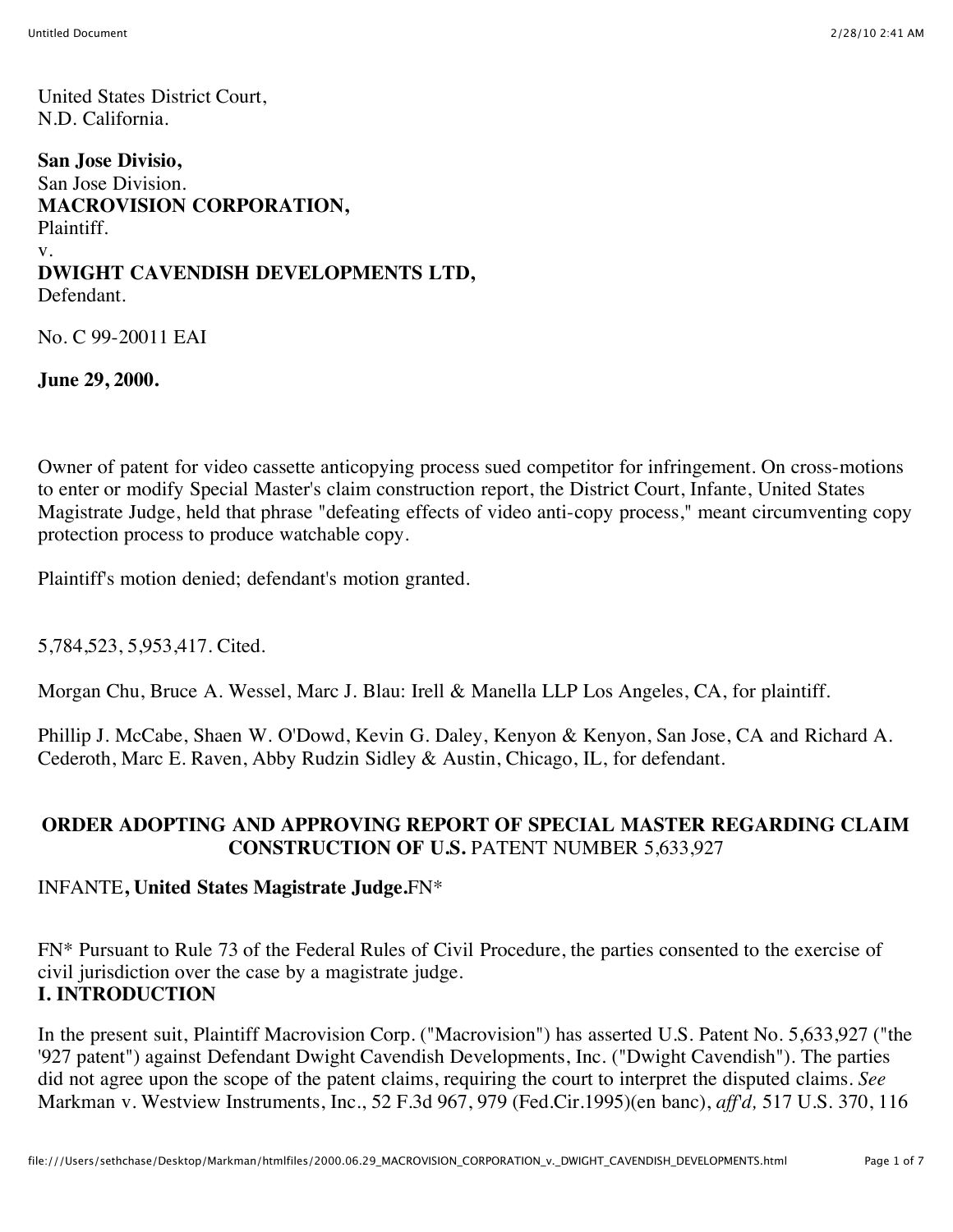United States District Court,
N.D. California.

**San Jose Divisio,**
San Jose Division.
**MACROVISION CORPORATION,**
Plaintiff.
v.
**DWIGHT CAVENDISH DEVELOPMENTS LTD,**
Defendant.

No. C 99-20011 EAI

**June 29, 2000.**

Owner of patent for video cassette anticopying process sued competitor for infringement. On cross-motions to enter or modify Special Master's claim construction report, the District Court, Infante, United States Magistrate Judge, held that phrase "defeating effects of video anti-copy process," meant circumventing copy protection process to produce watchable copy.

Plaintiff's motion denied; defendant's motion granted.

5,784,523, 5,953,417. Cited.

Morgan Chu, Bruce A. Wessel, Marc J. Blau: Irell & Manella LLP Los Angeles, CA, for plaintiff.

Phillip J. McCabe, Shaen W. O'Dowd, Kevin G. Daley, Kenyon & Kenyon, San Jose, CA and Richard A. Cederoth, Marc E. Raven, Abby Rudzin Sidley & Austin, Chicago, IL, for defendant.

**ORDER ADOPTING AND APPROVING REPORT OF SPECIAL MASTER REGARDING CLAIM CONSTRUCTION OF U.S.** PATENT NUMBER 5,633,927

INFANTE**, United States Magistrate Judge.**FN*

FN* Pursuant to Rule 73 of the Federal Rules of Civil Procedure, the parties consented to the exercise of civil jurisdiction over the case by a magistrate judge.

**I. INTRODUCTION**

In the present suit, Plaintiff Macrovision Corp. ("Macrovision") has asserted U.S. Patent No. 5,633,927 ("the '927 patent") against Defendant Dwight Cavendish Developments, Inc. ("Dwight Cavendish"). The parties did not agree upon the scope of the patent claims, requiring the court to interpret the disputed claims. *See* Markman v. Westview Instruments, Inc., 52 F.3d 967, 979 (Fed.Cir.1995)(en banc), *aff'd,* 517 U.S. 370, 116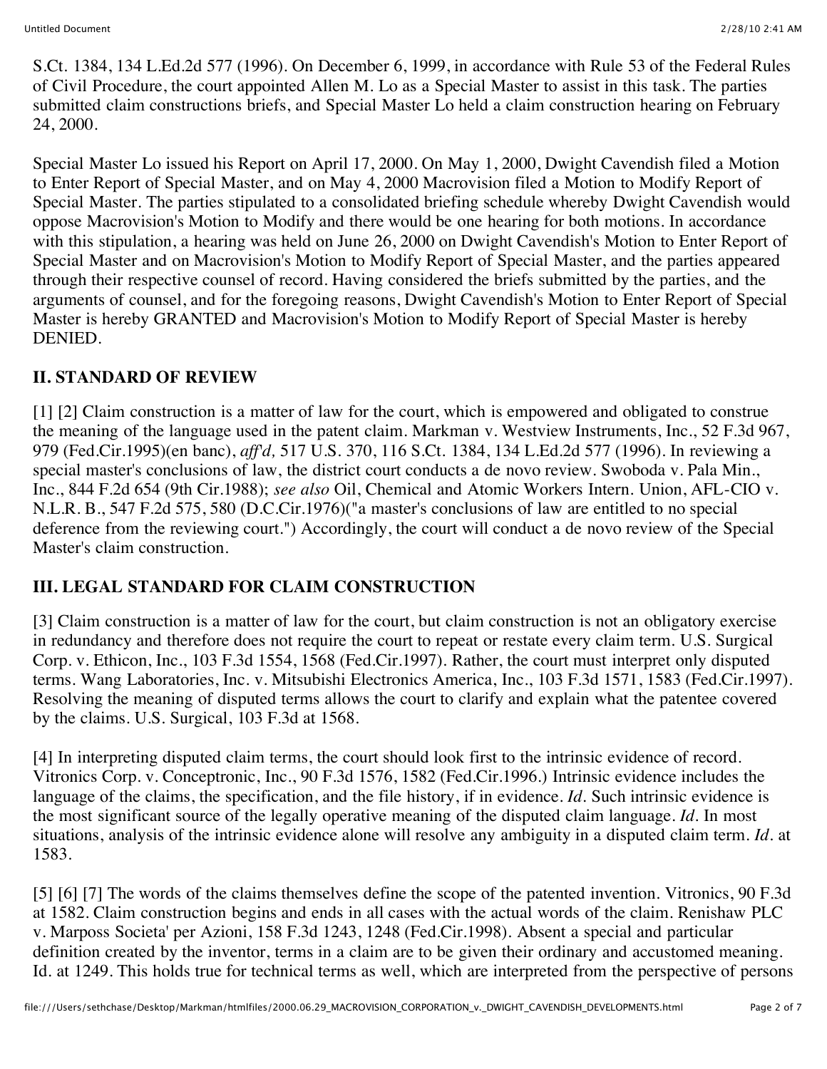S.Ct. 1384, 134 L.Ed.2d 577 (1996). On December 6, 1999, in accordance with Rule 53 of the Federal Rules of Civil Procedure, the court appointed Allen M. Lo as a Special Master to assist in this task. The parties submitted claim constructions briefs, and Special Master Lo held a claim construction hearing on February 24, 2000.

Special Master Lo issued his Report on April 17, 2000. On May 1, 2000, Dwight Cavendish filed a Motion to Enter Report of Special Master, and on May 4, 2000 Macrovision filed a Motion to Modify Report of Special Master. The parties stipulated to a consolidated briefing schedule whereby Dwight Cavendish would oppose Macrovision's Motion to Modify and there would be one hearing for both motions. In accordance with this stipulation, a hearing was held on June 26, 2000 on Dwight Cavendish's Motion to Enter Report of Special Master and on Macrovision's Motion to Modify Report of Special Master, and the parties appeared through their respective counsel of record. Having considered the briefs submitted by the parties, and the arguments of counsel, and for the foregoing reasons, Dwight Cavendish's Motion to Enter Report of Special Master is hereby GRANTED and Macrovision's Motion to Modify Report of Special Master is hereby DENIED.

## II. STANDARD OF REVIEW

[1] [2] Claim construction is a matter of law for the court, which is empowered and obligated to construe the meaning of the language used in the patent claim. Markman v. Westview Instruments, Inc., 52 F.3d 967, 979 (Fed.Cir.1995)(en banc), *aff'd,* 517 U.S. 370, 116 S.Ct. 1384, 134 L.Ed.2d 577 (1996). In reviewing a special master's conclusions of law, the district court conducts a de novo review. Swoboda v. Pala Min., Inc., 844 F.2d 654 (9th Cir.1988); *see also* Oil, Chemical and Atomic Workers Intern. Union, AFL-CIO v. N.L.R. B., 547 F.2d 575, 580 (D.C.Cir.1976)("a master's conclusions of law are entitled to no special deference from the reviewing court.") Accordingly, the court will conduct a de novo review of the Special Master's claim construction.

## III. LEGAL STANDARD FOR CLAIM CONSTRUCTION

[3] Claim construction is a matter of law for the court, but claim construction is not an obligatory exercise in redundancy and therefore does not require the court to repeat or restate every claim term. U.S. Surgical Corp. v. Ethicon, Inc., 103 F.3d 1554, 1568 (Fed.Cir.1997). Rather, the court must interpret only disputed terms. Wang Laboratories, Inc. v. Mitsubishi Electronics America, Inc., 103 F.3d 1571, 1583 (Fed.Cir.1997). Resolving the meaning of disputed terms allows the court to clarify and explain what the patentee covered by the claims. U.S. Surgical, 103 F.3d at 1568.

[4] In interpreting disputed claim terms, the court should look first to the intrinsic evidence of record. Vitronics Corp. v. Conceptronic, Inc., 90 F.3d 1576, 1582 (Fed.Cir.1996.) Intrinsic evidence includes the language of the claims, the specification, and the file history, if in evidence. *Id.* Such intrinsic evidence is the most significant source of the legally operative meaning of the disputed claim language. *Id.* In most situations, analysis of the intrinsic evidence alone will resolve any ambiguity in a disputed claim term. *Id.* at 1583.

[5] [6] [7] The words of the claims themselves define the scope of the patented invention. Vitronics, 90 F.3d at 1582. Claim construction begins and ends in all cases with the actual words of the claim. Renishaw PLC v. Marposs Societa' per Azioni, 158 F.3d 1243, 1248 (Fed.Cir.1998). Absent a special and particular definition created by the inventor, terms in a claim are to be given their ordinary and accustomed meaning. Id. at 1249. This holds true for technical terms as well, which are interpreted from the perspective of persons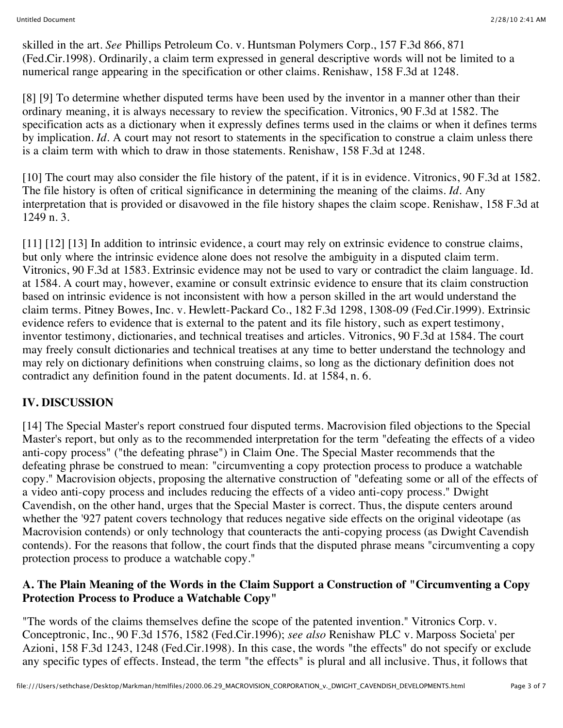skilled in the art. *See* Phillips Petroleum Co. v. Huntsman Polymers Corp., 157 F.3d 866, 871 (Fed.Cir.1998). Ordinarily, a claim term expressed in general descriptive words will not be limited to a numerical range appearing in the specification or other claims. Renishaw, 158 F.3d at 1248.

[8] [9] To determine whether disputed terms have been used by the inventor in a manner other than their ordinary meaning, it is always necessary to review the specification. Vitronics, 90 F.3d at 1582. The specification acts as a dictionary when it expressly defines terms used in the claims or when it defines terms by implication. *Id*. A court may not resort to statements in the specification to construe a claim unless there is a claim term with which to draw in those statements. Renishaw, 158 F.3d at 1248.

[10] The court may also consider the file history of the patent, if it is in evidence. Vitronics, 90 F.3d at 1582. The file history is often of critical significance in determining the meaning of the claims. *Id*. Any interpretation that is provided or disavowed in the file history shapes the claim scope. Renishaw, 158 F.3d at 1249 n. 3.

[11] [12] [13] In addition to intrinsic evidence, a court may rely on extrinsic evidence to construe claims, but only where the intrinsic evidence alone does not resolve the ambiguity in a disputed claim term. Vitronics, 90 F.3d at 1583. Extrinsic evidence may not be used to vary or contradict the claim language. Id. at 1584. A court may, however, examine or consult extrinsic evidence to ensure that its claim construction based on intrinsic evidence is not inconsistent with how a person skilled in the art would understand the claim terms. Pitney Bowes, Inc. v. Hewlett-Packard Co., 182 F.3d 1298, 1308-09 (Fed.Cir.1999). Extrinsic evidence refers to evidence that is external to the patent and its file history, such as expert testimony, inventor testimony, dictionaries, and technical treatises and articles. Vitronics, 90 F.3d at 1584. The court may freely consult dictionaries and technical treatises at any time to better understand the technology and may rely on dictionary definitions when construing claims, so long as the dictionary definition does not contradict any definition found in the patent documents. Id. at 1584, n. 6.

## IV. DISCUSSION

[14] The Special Master's report construed four disputed terms. Macrovision filed objections to the Special Master's report, but only as to the recommended interpretation for the term "defeating the effects of a video anti-copy process" ("the defeating phrase") in Claim One. The Special Master recommends that the defeating phrase be construed to mean: "circumventing a copy protection process to produce a watchable copy." Macrovision objects, proposing the alternative construction of "defeating some or all of the effects of a video anti-copy process and includes reducing the effects of a video anti-copy process." Dwight Cavendish, on the other hand, urges that the Special Master is correct. Thus, the dispute centers around whether the '927 patent covers technology that reduces negative side effects on the original videotape (as Macrovision contends) or only technology that counteracts the anti-copying process (as Dwight Cavendish contends). For the reasons that follow, the court finds that the disputed phrase means "circumventing a copy protection process to produce a watchable copy."

### A. The Plain Meaning of the Words in the Claim Support a Construction of "Circumventing a Copy Protection Process to Produce a Watchable Copy"

"The words of the claims themselves define the scope of the patented invention." Vitronics Corp. v. Conceptronic, Inc., 90 F.3d 1576, 1582 (Fed.Cir.1996); *see also* Renishaw PLC v. Marposs Societa' per Azioni, 158 F.3d 1243, 1248 (Fed.Cir.1998). In this case, the words "the effects" do not specify or exclude any specific types of effects. Instead, the term "the effects" is plural and all inclusive. Thus, it follows that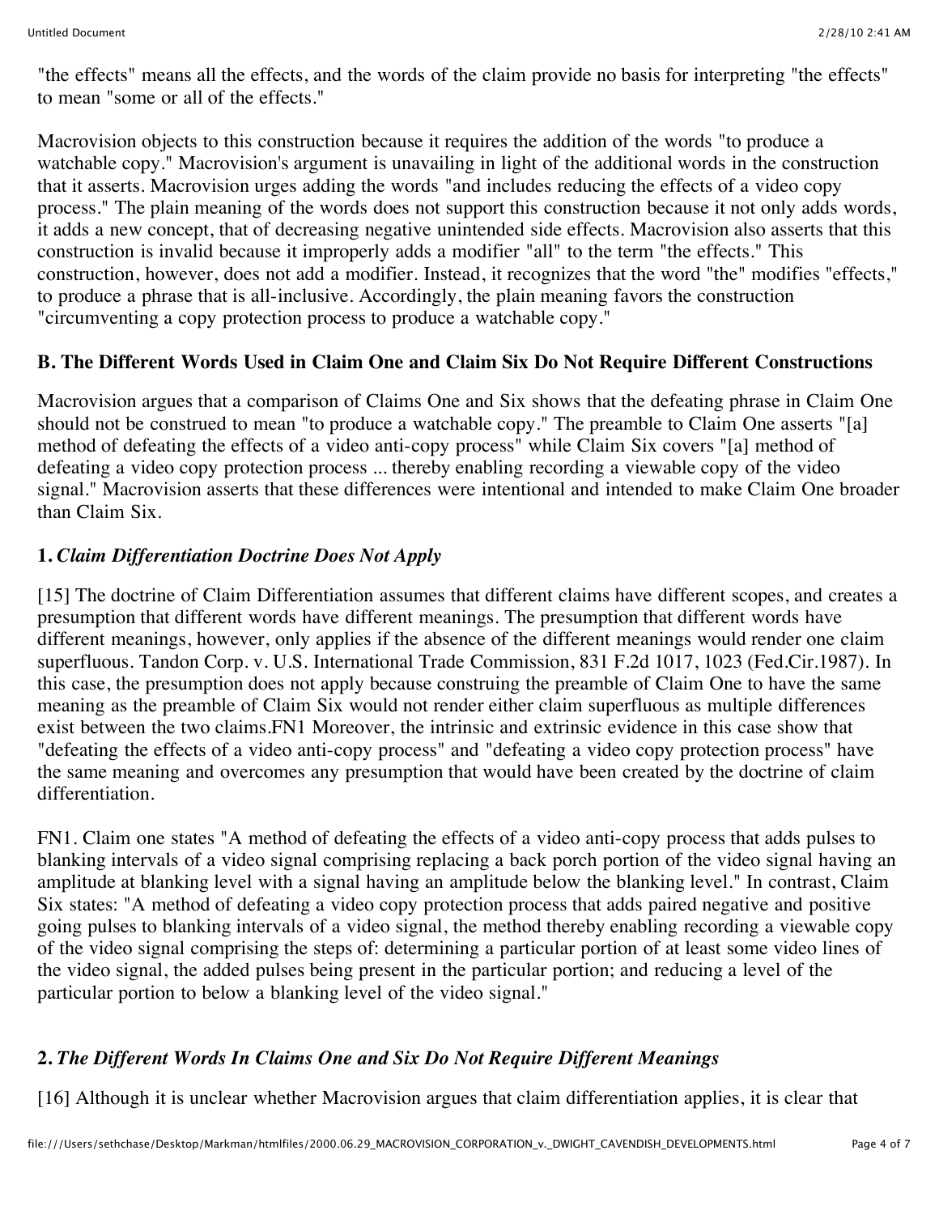"the effects" means all the effects, and the words of the claim provide no basis for interpreting "the effects" to mean "some or all of the effects."

Macrovision objects to this construction because it requires the addition of the words "to produce a watchable copy." Macrovision's argument is unavailing in light of the additional words in the construction that it asserts. Macrovision urges adding the words "and includes reducing the effects of a video copy process." The plain meaning of the words does not support this construction because it not only adds words, it adds a new concept, that of decreasing negative unintended side effects. Macrovision also asserts that this construction is invalid because it improperly adds a modifier "all" to the term "the effects." This construction, however, does not add a modifier. Instead, it recognizes that the word "the" modifies "effects," to produce a phrase that is all-inclusive. Accordingly, the plain meaning favors the construction "circumventing a copy protection process to produce a watchable copy."

**B. The Different Words Used in Claim One and Claim Six Do Not Require Different Constructions**

Macrovision argues that a comparison of Claims One and Six shows that the defeating phrase in Claim One should not be construed to mean "to produce a watchable copy." The preamble to Claim One asserts "[a] method of defeating the effects of a video anti-copy process" while Claim Six covers "[a] method of defeating a video copy protection process ... thereby enabling recording a viewable copy of the video signal." Macrovision asserts that these differences were intentional and intended to make Claim One broader than Claim Six.

**1.** ***Claim Differentiation Doctrine Does Not Apply***

[15] The doctrine of Claim Differentiation assumes that different claims have different scopes, and creates a presumption that different words have different meanings. The presumption that different words have different meanings, however, only applies if the absence of the different meanings would render one claim superfluous. Tandon Corp. v. U.S. International Trade Commission, 831 F.2d 1017, 1023 (Fed.Cir.1987). In this case, the presumption does not apply because construing the preamble of Claim One to have the same meaning as the preamble of Claim Six would not render either claim superfluous as multiple differences exist between the two claims.FN1 Moreover, the intrinsic and extrinsic evidence in this case show that "defeating the effects of a video anti-copy process" and "defeating a video copy protection process" have the same meaning and overcomes any presumption that would have been created by the doctrine of claim differentiation.

FN1. Claim one states "A method of defeating the effects of a video anti-copy process that adds pulses to blanking intervals of a video signal comprising replacing a back porch portion of the video signal having an amplitude at blanking level with a signal having an amplitude below the blanking level." In contrast, Claim Six states: "A method of defeating a video copy protection process that adds paired negative and positive going pulses to blanking intervals of a video signal, the method thereby enabling recording a viewable copy of the video signal comprising the steps of: determining a particular portion of at least some video lines of the video signal, the added pulses being present in the particular portion; and reducing a level of the particular portion to below a blanking level of the video signal."

**2.** ***The Different Words In Claims One and Six Do Not Require Different Meanings***

[16] Although it is unclear whether Macrovision argues that claim differentiation applies, it is clear that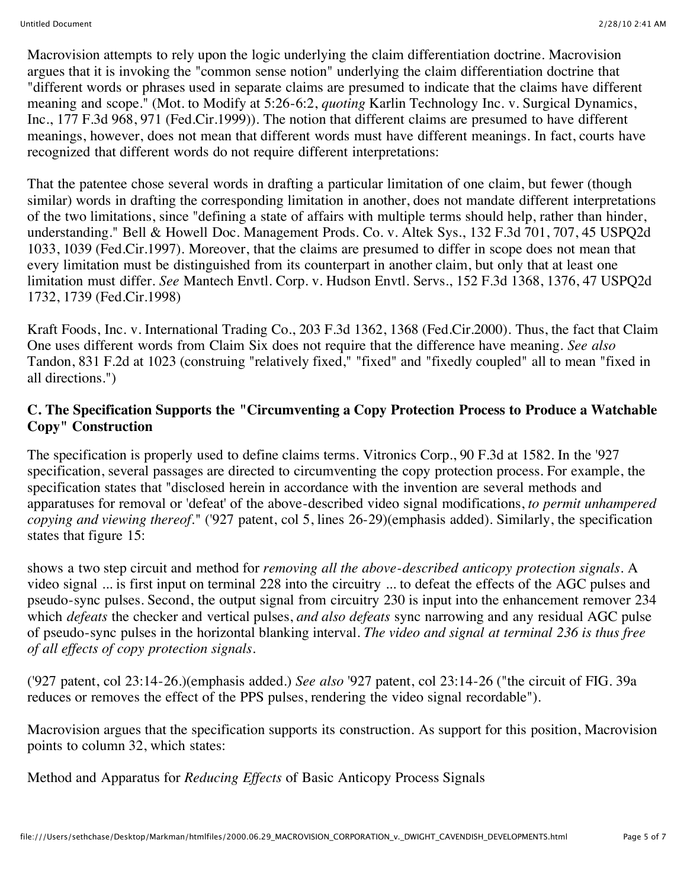Macrovision attempts to rely upon the logic underlying the claim differentiation doctrine. Macrovision argues that it is invoking the "common sense notion" underlying the claim differentiation doctrine that "different words or phrases used in separate claims are presumed to indicate that the claims have different meaning and scope." (Mot. to Modify at 5:26-6:2, *quoting* Karlin Technology Inc. v. Surgical Dynamics, Inc., 177 F.3d 968, 971 (Fed.Cir.1999)). The notion that different claims are presumed to have different meanings, however, does not mean that different words must have different meanings. In fact, courts have recognized that different words do not require different interpretations:

That the patentee chose several words in drafting a particular limitation of one claim, but fewer (though similar) words in drafting the corresponding limitation in another, does not mandate different interpretations of the two limitations, since "defining a state of affairs with multiple terms should help, rather than hinder, understanding." Bell & Howell Doc. Management Prods. Co. v. Altek Sys., 132 F.3d 701, 707, 45 USPQ2d 1033, 1039 (Fed.Cir.1997). Moreover, that the claims are presumed to differ in scope does not mean that every limitation must be distinguished from its counterpart in another claim, but only that at least one limitation must differ. *See* Mantech Envtl. Corp. v. Hudson Envtl. Servs., 152 F.3d 1368, 1376, 47 USPQ2d 1732, 1739 (Fed.Cir.1998)

Kraft Foods, Inc. v. International Trading Co., 203 F.3d 1362, 1368 (Fed.Cir.2000). Thus, the fact that Claim One uses different words from Claim Six does not require that the difference have meaning. *See also* Tandon, 831 F.2d at 1023 (construing "relatively fixed," "fixed" and "fixedly coupled" all to mean "fixed in all directions.")

### C. The Specification Supports the "Circumventing a Copy Protection Process to Produce a Watchable Copy" Construction

The specification is properly used to define claims terms. Vitronics Corp., 90 F.3d at 1582. In the '927 specification, several passages are directed to circumventing the copy protection process. For example, the specification states that "disclosed herein in accordance with the invention are several methods and apparatuses for removal or 'defeat' of the above-described video signal modifications, *to permit unhampered copying and viewing thereof*." ('927 patent, col 5, lines 26-29)(emphasis added). Similarly, the specification states that figure 15:

shows a two step circuit and method for *removing all the above-described anticopy protection signals*. A video signal ... is first input on terminal 228 into the circuitry ... to defeat the effects of the AGC pulses and pseudo-sync pulses. Second, the output signal from circuitry 230 is input into the enhancement remover 234 which *defeats* the checker and vertical pulses, *and also defeats* sync narrowing and any residual AGC pulse of pseudo-sync pulses in the horizontal blanking interval. *The video and signal at terminal 236 is thus free of all effects of copy protection signals.*

('927 patent, col 23:14-26.)(emphasis added.) *See also* '927 patent, col 23:14-26 ("the circuit of FIG. 39a reduces or removes the effect of the PPS pulses, rendering the video signal recordable").

Macrovision argues that the specification supports its construction. As support for this position, Macrovision points to column 32, which states:

Method and Apparatus for *Reducing Effects* of Basic Anticopy Process Signals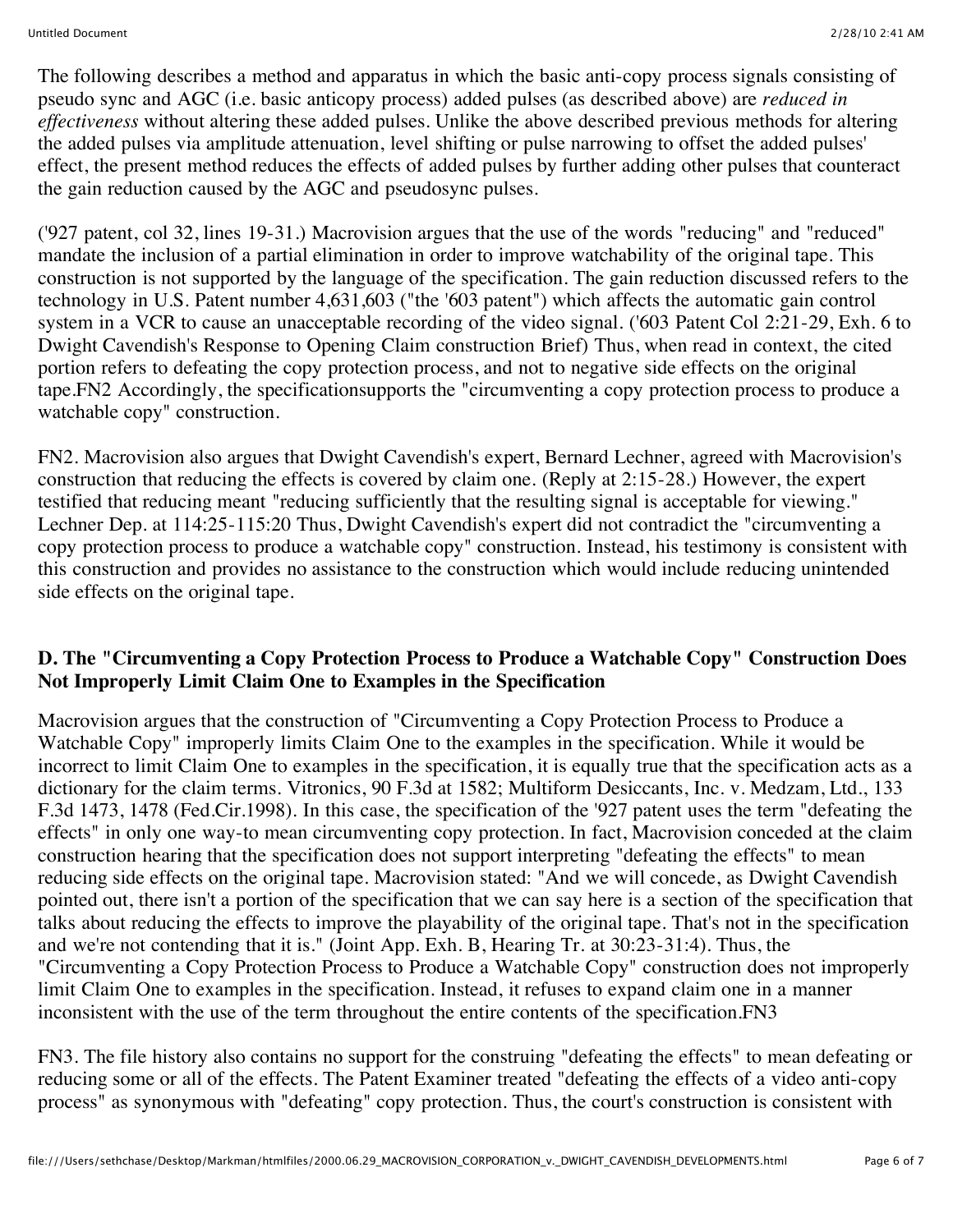The following describes a method and apparatus in which the basic anti-copy process signals consisting of pseudo sync and AGC (i.e. basic anticopy process) added pulses (as described above) are *reduced in effectiveness* without altering these added pulses. Unlike the above described previous methods for altering the added pulses via amplitude attenuation, level shifting or pulse narrowing to offset the added pulses' effect, the present method reduces the effects of added pulses by further adding other pulses that counteract the gain reduction caused by the AGC and pseudosync pulses.

('927 patent, col 32, lines 19-31.) Macrovision argues that the use of the words "reducing" and "reduced" mandate the inclusion of a partial elimination in order to improve watchability of the original tape. This construction is not supported by the language of the specification. The gain reduction discussed refers to the technology in U.S. Patent number 4,631,603 ("the '603 patent") which affects the automatic gain control system in a VCR to cause an unacceptable recording of the video signal. ('603 Patent Col 2:21-29, Exh. 6 to Dwight Cavendish's Response to Opening Claim construction Brief) Thus, when read in context, the cited portion refers to defeating the copy protection process, and not to negative side effects on the original tape.FN2 Accordingly, the specificationsupports the "circumventing a copy protection process to produce a watchable copy" construction.

FN2. Macrovision also argues that Dwight Cavendish's expert, Bernard Lechner, agreed with Macrovision's construction that reducing the effects is covered by claim one. (Reply at 2:15-28.) However, the expert testified that reducing meant "reducing sufficiently that the resulting signal is acceptable for viewing." Lechner Dep. at 114:25-115:20 Thus, Dwight Cavendish's expert did not contradict the "circumventing a copy protection process to produce a watchable copy" construction. Instead, his testimony is consistent with this construction and provides no assistance to the construction which would include reducing unintended side effects on the original tape.

### D. The "Circumventing a Copy Protection Process to Produce a Watchable Copy" Construction Does Not Improperly Limit Claim One to Examples in the Specification

Macrovision argues that the construction of "Circumventing a Copy Protection Process to Produce a Watchable Copy" improperly limits Claim One to the examples in the specification. While it would be incorrect to limit Claim One to examples in the specification, it is equally true that the specification acts as a dictionary for the claim terms. Vitronics, 90 F.3d at 1582; Multiform Desiccants, Inc. v. Medzam, Ltd., 133 F.3d 1473, 1478 (Fed.Cir.1998). In this case, the specification of the '927 patent uses the term "defeating the effects" in only one way-to mean circumventing copy protection. In fact, Macrovision conceded at the claim construction hearing that the specification does not support interpreting "defeating the effects" to mean reducing side effects on the original tape. Macrovision stated: "And we will concede, as Dwight Cavendish pointed out, there isn't a portion of the specification that we can say here is a section of the specification that talks about reducing the effects to improve the playability of the original tape. That's not in the specification and we're not contending that it is." (Joint App. Exh. B, Hearing Tr. at 30:23-31:4). Thus, the "Circumventing a Copy Protection Process to Produce a Watchable Copy" construction does not improperly limit Claim One to examples in the specification. Instead, it refuses to expand claim one in a manner inconsistent with the use of the term throughout the entire contents of the specification.FN3

FN3. The file history also contains no support for the construing "defeating the effects" to mean defeating or reducing some or all of the effects. The Patent Examiner treated "defeating the effects of a video anti-copy process" as synonymous with "defeating" copy protection. Thus, the court's construction is consistent with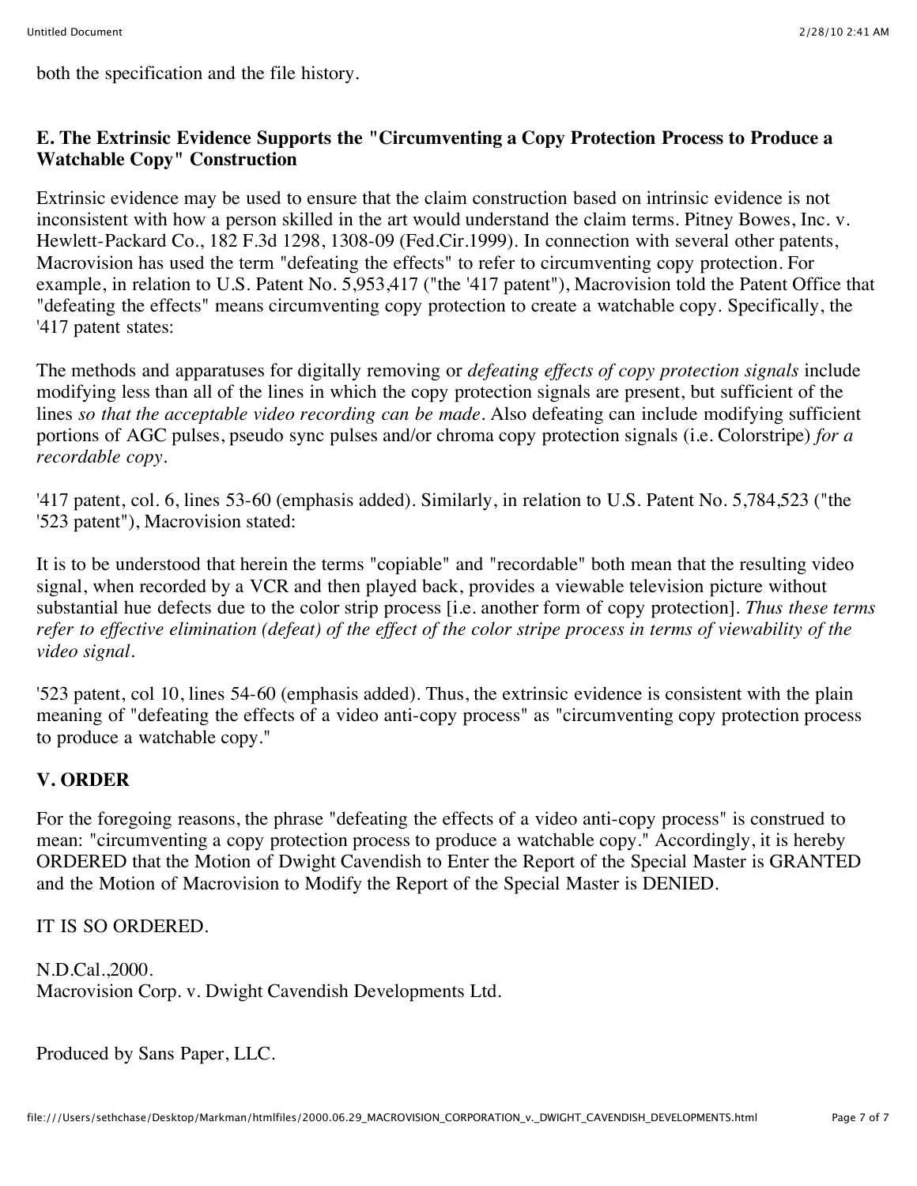both the specification and the file history.

### E. The Extrinsic Evidence Supports the "Circumventing a Copy Protection Process to Produce a Watchable Copy" Construction

Extrinsic evidence may be used to ensure that the claim construction based on intrinsic evidence is not inconsistent with how a person skilled in the art would understand the claim terms. Pitney Bowes, Inc. v. Hewlett-Packard Co., 182 F.3d 1298, 1308-09 (Fed.Cir.1999). In connection with several other patents, Macrovision has used the term "defeating the effects" to refer to circumventing copy protection. For example, in relation to U.S. Patent No. 5,953,417 ("the '417 patent"), Macrovision told the Patent Office that "defeating the effects" means circumventing copy protection to create a watchable copy. Specifically, the '417 patent states:

The methods and apparatuses for digitally removing or *defeating effects of copy protection signals* include modifying less than all of the lines in which the copy protection signals are present, but sufficient of the lines *so that the acceptable video recording can be made*. Also defeating can include modifying sufficient portions of AGC pulses, pseudo sync pulses and/or chroma copy protection signals (i.e. Colorstripe) *for a recordable copy*.

'417 patent, col. 6, lines 53-60 (emphasis added). Similarly, in relation to U.S. Patent No. 5,784,523 ("the '523 patent"), Macrovision stated:

It is to be understood that herein the terms "copiable" and "recordable" both mean that the resulting video signal, when recorded by a VCR and then played back, provides a viewable television picture without substantial hue defects due to the color strip process [i.e. another form of copy protection]. *Thus these terms refer to effective elimination (defeat) of the effect of the color stripe process in terms of viewability of the video signal*.

'523 patent, col 10, lines 54-60 (emphasis added). Thus, the extrinsic evidence is consistent with the plain meaning of "defeating the effects of a video anti-copy process" as "circumventing copy protection process to produce a watchable copy."

## V. ORDER

For the foregoing reasons, the phrase "defeating the effects of a video anti-copy process" is construed to mean: "circumventing a copy protection process to produce a watchable copy." Accordingly, it is hereby ORDERED that the Motion of Dwight Cavendish to Enter the Report of the Special Master is GRANTED and the Motion of Macrovision to Modify the Report of the Special Master is DENIED.

IT IS SO ORDERED.

N.D.Cal.,2000.
Macrovision Corp. v. Dwight Cavendish Developments Ltd.

Produced by Sans Paper, LLC.